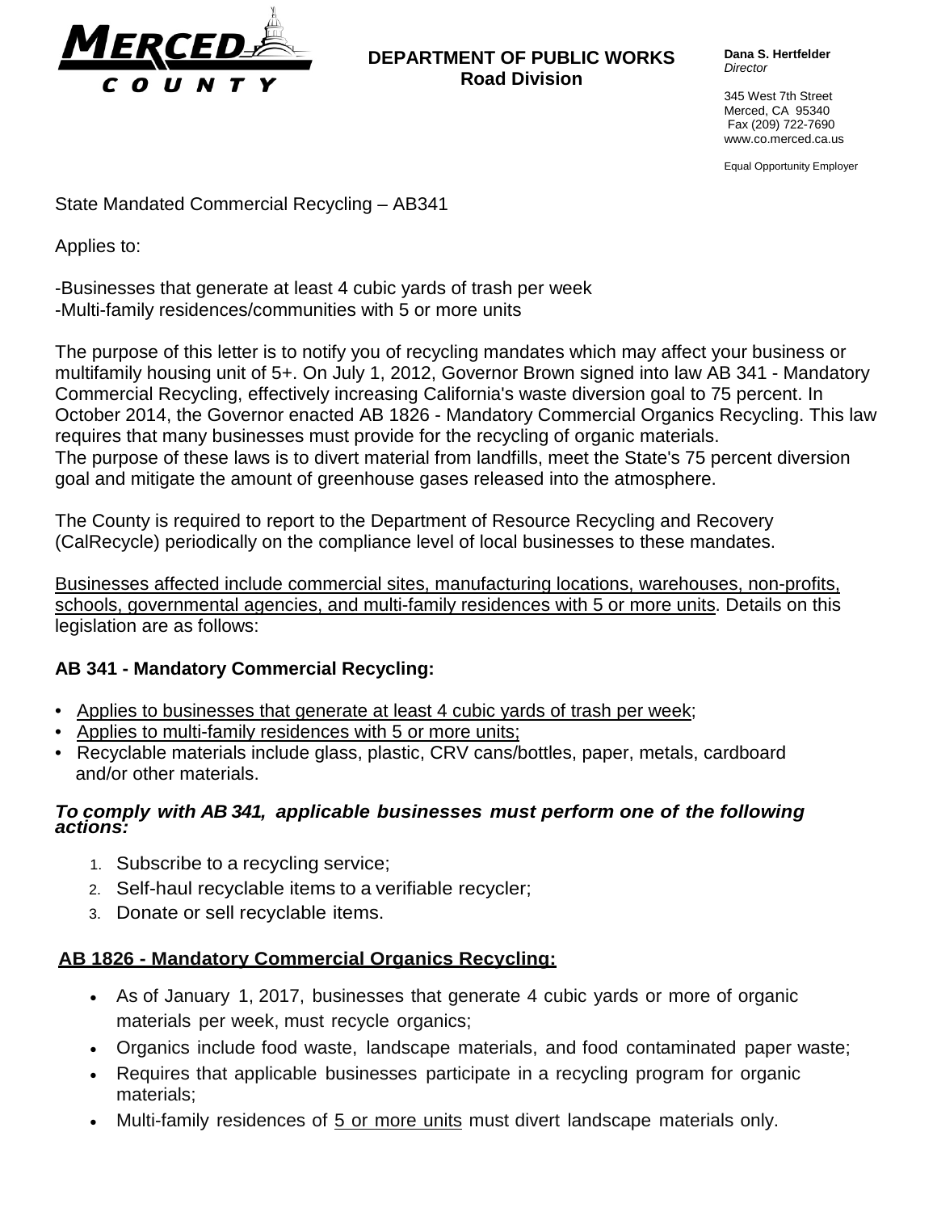**MERCED COUNTY**

**DEPARTMENT OF PUBLIC WORKS**
**Road Division**

**Dana S. Hertfelder**
*Director*

345 West 7th Street
Merced, CA 95340
Fax (209) 722-7690
www.co.merced.ca.us

Equal Opportunity Employer

State Mandated Commercial Recycling – AB341

Applies to:

-Businesses that generate at least 4 cubic yards of trash per week
-Multi-family residences/communities with 5 or more units

The purpose of this letter is to notify you of recycling mandates which may affect your business or multifamily housing unit of 5+. On July 1, 2012, Governor Brown signed into law AB 341 - Mandatory Commercial Recycling, effectively increasing California's waste diversion goal to 75 percent. In October 2014, the Governor enacted AB 1826 - Mandatory Commercial Organics Recycling. This law requires that many businesses must provide for the recycling of organic materials.
The purpose of these laws is to divert material from landfills, meet the State's 75 percent diversion goal and mitigate the amount of greenhouse gases released into the atmosphere.

The County is required to report to the Department of Resource Recycling and Recovery (CalRecycle) periodically on the compliance level of local businesses to these mandates.

<u>Businesses affected include commercial sites, manufacturing locations, warehouses, non-profits, schools, governmental agencies, and multi-family residences with 5 or more units</u>. Details on this legislation are as follows:

### AB 341 - Mandatory Commercial Recycling:

- <u>Applies to businesses that generate at least 4 cubic yards of trash per week</u>;
- <u>Applies to multi-family residences with 5 or more units;</u>
- Recyclable materials include glass, plastic, CRV cans/bottles, paper, metals, cardboard and/or other materials.

***To comply with AB 341, applicable businesses must perform one of the following actions:***

1. Subscribe to a recycling service;
2. Self-haul recyclable items to a verifiable recycler;
3. Donate or sell recyclable items.

### <u>AB 1826 - Mandatory Commercial Organics Recycling:</u>

- As of January 1, 2017, businesses that generate 4 cubic yards or more of organic materials per week, must recycle organics;
- Organics include food waste, landscape materials, and food contaminated paper waste;
- Requires that applicable businesses participate in a recycling program for organic materials;
- Multi-family residences of <u>5 or more units</u> must divert landscape materials only.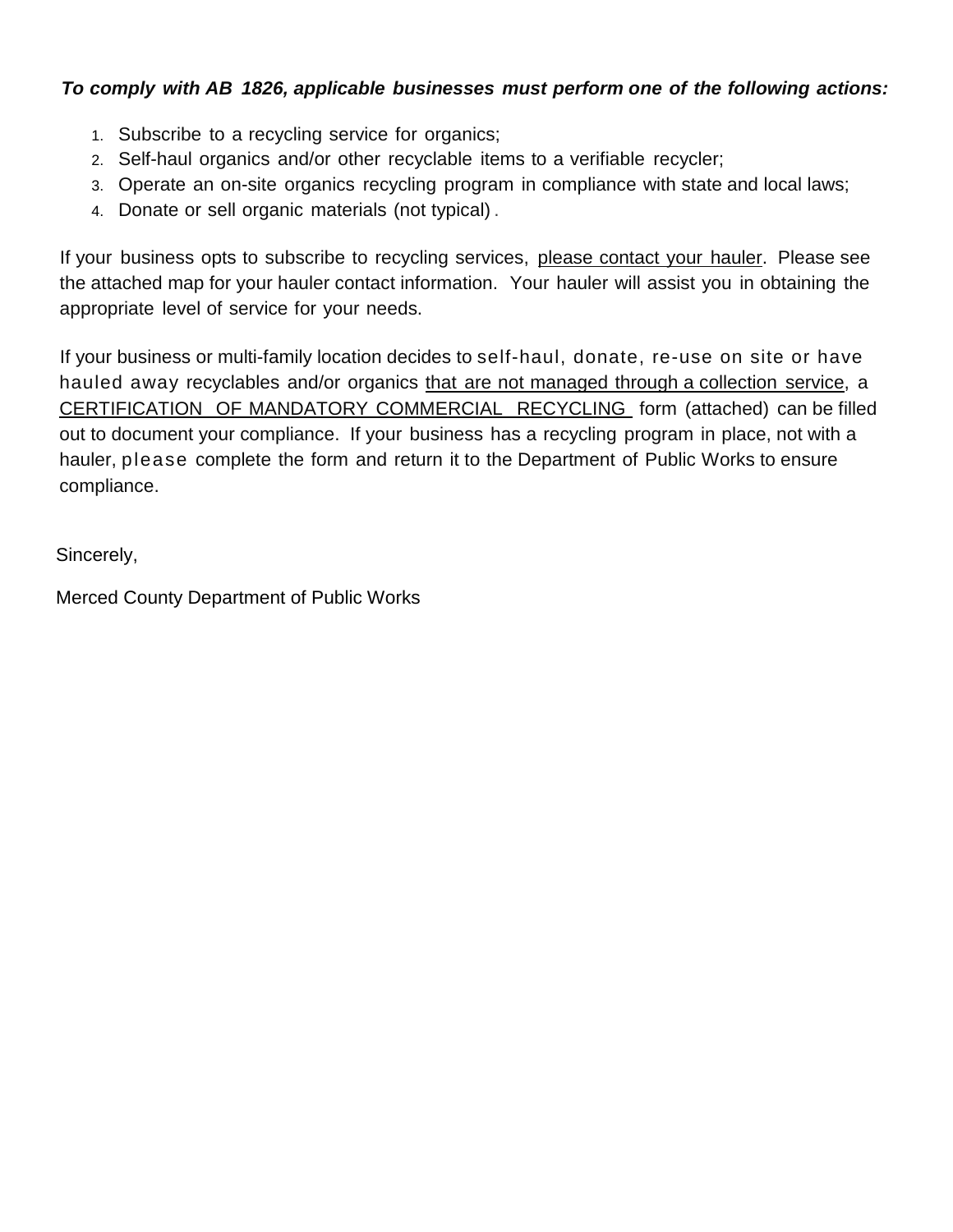***To comply with AB 1826, applicable businesses must perform one of the following actions:***

1. Subscribe to a recycling service for organics;
2. Self-haul organics and/or other recyclable items to a verifiable recycler;
3. Operate an on-site organics recycling program in compliance with state and local laws;
4. Donate or sell organic materials (not typical).

If your business opts to subscribe to recycling services, please contact your hauler. Please see the attached map for your hauler contact information. Your hauler will assist you in obtaining the appropriate level of service for your needs.

If your business or multi-family location decides to self-haul, donate, re-use on site or have hauled away recyclables and/or organics that are not managed through a collection service, a CERTIFICATION OF MANDATORY COMMERCIAL RECYCLING form (attached) can be filled out to document your compliance. If your business has a recycling program in place, not with a hauler, please complete the form and return it to the Department of Public Works to ensure compliance.

Sincerely,

Merced County Department of Public Works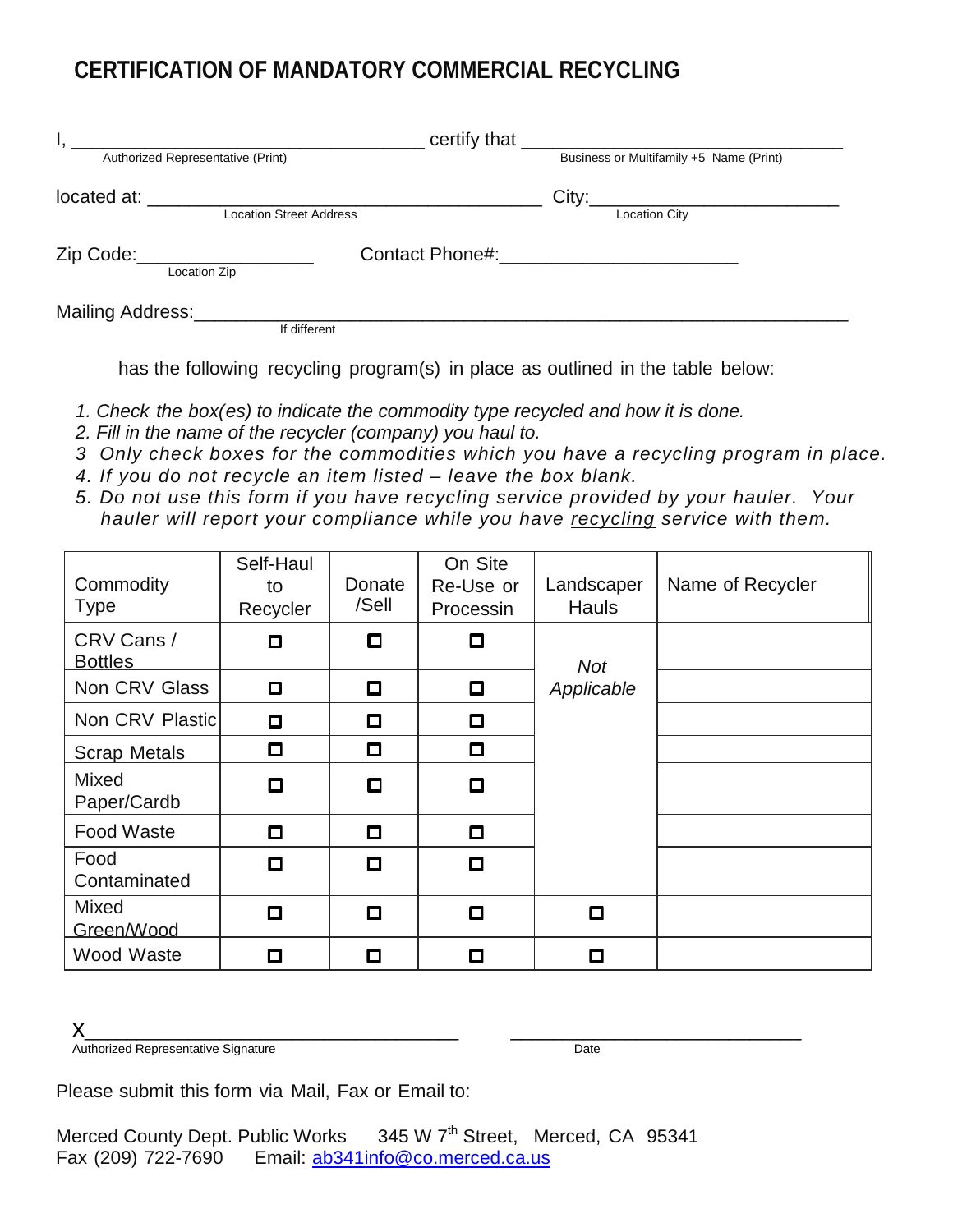# CERTIFICATION OF MANDATORY COMMERCIAL RECYCLING

I, ___________________________________ certify that ________________________________
Authorized Representative (Print) — Business or Multifamily +5 Name (Print)

located at: ________________________________________ City: _________________________
Location Street Address — Location City

Zip Code: _________________ Contact Phone#: _______________________
Location Zip

Mailing Address: ______________________________________________________________
If different

has the following recycling program(s) in place as outlined in the table below:

*1. Check the box(es) to indicate the commodity type recycled and how it is done.*
*2. Fill in the name of the recycler (company) you haul to.*
*3 Only check boxes for the commodities which you have a recycling program in place.*
*4. If you do not recycle an item listed – leave the box blank.*
*5. Do not use this form if you have recycling service provided by your hauler. Your hauler will report your compliance while you have recycling service with them.*

| Commodity Type | Self-Haul to Recycler | Donate /Sell | On Site Re-Use or Processin | Landscaper Hauls | Name of Recycler |
|---|---|---|---|---|---|
| CRV Cans / Bottles | ☐ | ☐ | ☐ | *Not Applicable* | |
| Non CRV Glass | ☐ | ☐ | ☐ | | |
| Non CRV Plastic | ☐ | ☐ | ☐ | | |
| Scrap Metals | ☐ | ☐ | ☐ | | |
| Mixed Paper/Cardb | ☐ | ☐ | ☐ | | |
| Food Waste | ☐ | ☐ | ☐ | | |
| Food Contaminated | ☐ | ☐ | ☐ | | |
| Mixed Green/Wood | ☐ | ☐ | ☐ | ☐ | |
| Wood Waste | ☐ | ☐ | ☐ | ☐ | |

X___________________________________ ___________________________
Authorized Representative Signature — Date

Please submit this form via Mail, Fax or Email to:

Merced County Dept. Public Works 345 W 7th Street, Merced, CA 95341
Fax (209) 722-7690 Email: ab341info@co.merced.ca.us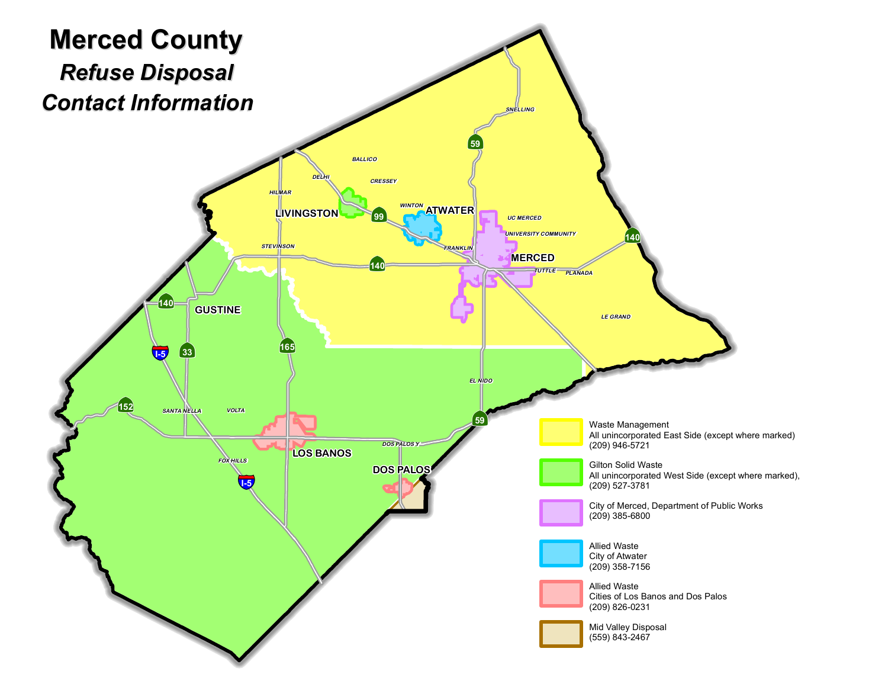# Merced County

## *Refuse Disposal Contact Information*

SNELLING
59
BALLICO
DELHI
CRESSEY
HILMAR
LIVINGSTON
99
WINTON
ATWATER
UC MERCED
UNIVERSITY COMMUNITY
140
FRANKLIN
STEVINSON
140
MERCED
TUTTLE
PLANADA
140
GUSTINE
LE GRAND
I-5
33
165
EL NIDO
152
SANTA NELLA
VOLTA
59
DOS PALOS Y
LOS BANOS
FOX HILLS
DOS PALOS
I-5

Waste Management
All unincorporated East Side (except where marked)
(209) 946-5721

Gilton Solid Waste
All unincorporated West Side (except where marked),
(209) 527-3781

City of Merced, Department of Public Works
(209) 385-6800

Allied Waste
City of Atwater
(209) 358-7156

Allied Waste
Cities of Los Banos and Dos Palos
(209) 826-0231

Mid Valley Disposal
(559) 843-2467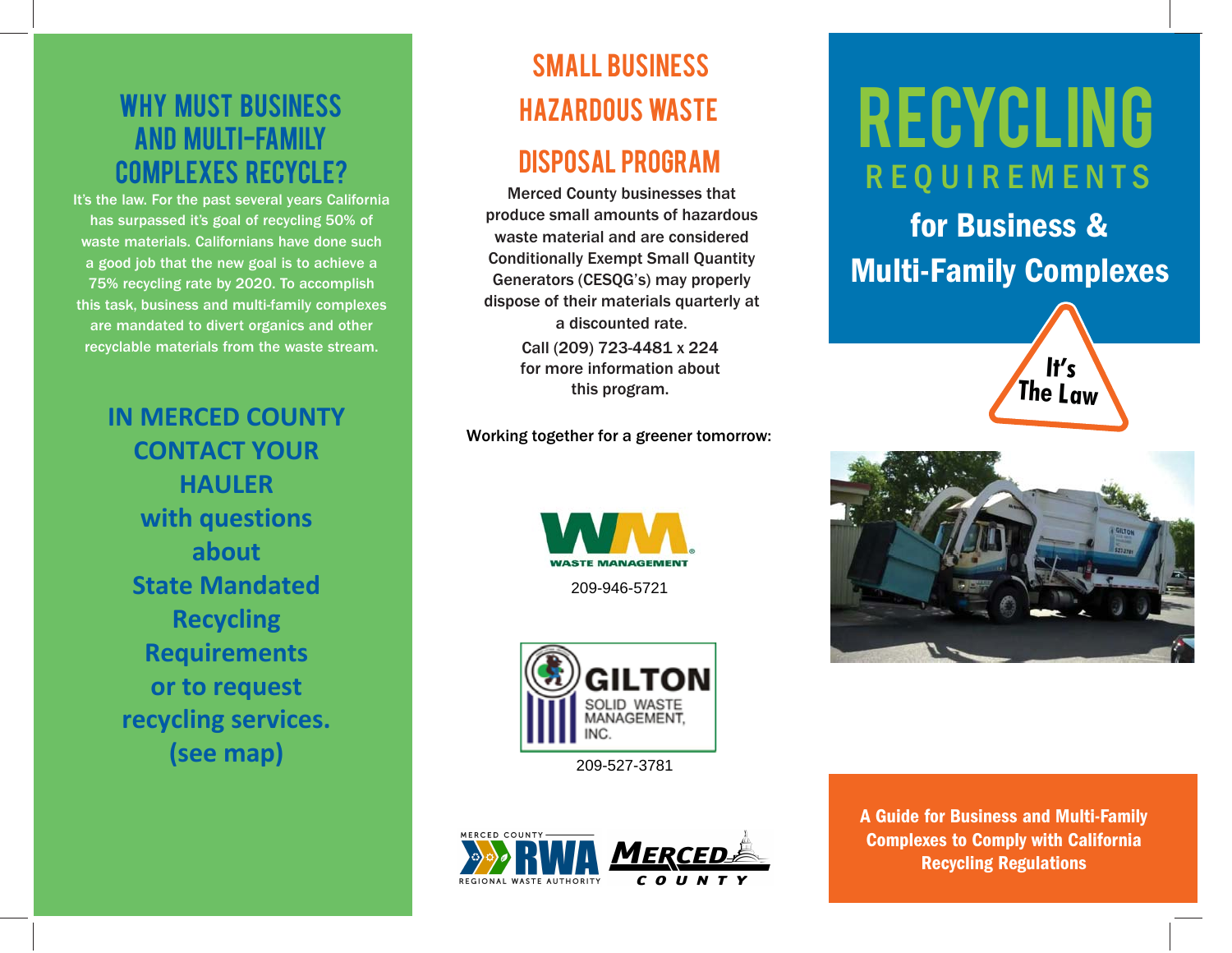## WHY MUST BUSINESS AND MULTI-FAMILY COMPLEXES RECYCLE?

It's the law. For the past several years California has surpassed it's goal of recycling 50% of waste materials. Californians have done such a good job that the new goal is to achieve a 75% recycling rate by 2020. To accomplish this task, business and multi-family complexes are mandated to divert organics and other recyclable materials from the waste stream.

**IN MERCED COUNTY CONTACT YOUR HAULER with questions about State Mandated Recycling Requirements or to request recycling services. (see map)**

## SMALL BUSINESS HAZARDOUS WASTE DISPOSAL PROGRAM

Merced County businesses that produce small amounts of hazardous waste material and are considered Conditionally Exempt Small Quantity Generators (CESQG's) may properly dispose of their materials quarterly at a discounted rate.

Call (209) 723-4481 x 224 for more information about this program.

Working together for a greener tomorrow:

WASTE MANAGEMENT
209-946-5721

GILTON SOLID WASTE MANAGEMENT, INC.
209-527-3781

MERCED COUNTY RWA REGIONAL WASTE AUTHORITY

MERCED COUNTY

# RECYCLING REQUIREMENTS

## for Business & Multi-Family Complexes

It's The Law

**A Guide for Business and Multi-Family Complexes to Comply with California Recycling Regulations**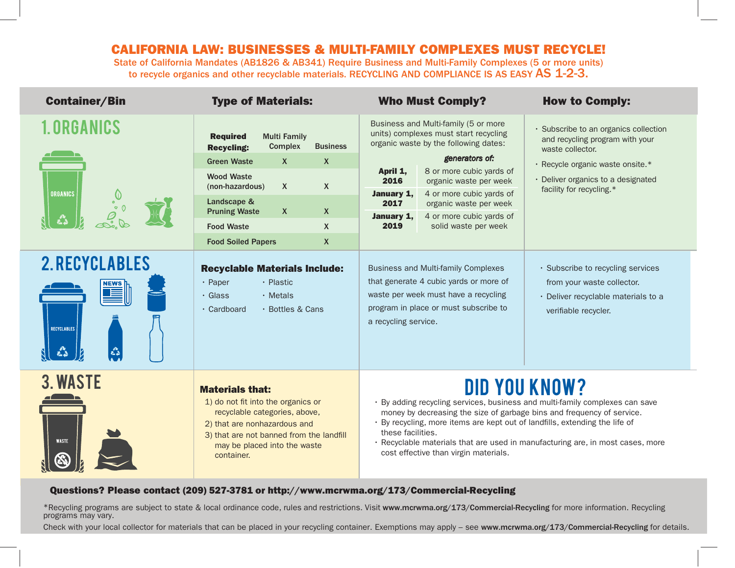# CALIFORNIA LAW: BUSINESSES & MULTI-FAMILY COMPLEXES MUST RECYCLE!

State of California Mandates (AB1826 & AB341) Require Business and Multi-Family Complexes (5 or more units) to recycle organics and other recyclable materials. RECYCLING AND COMPLIANCE IS AS EASY AS 1-2-3.

| Container/Bin | Type of Materials: | Who Must Comply? | How to Comply: |
|---|---|---|---|

## 1. ORGANICS

ORGANICS

**Type of Materials:**

| Required Recycling: | Multi Family Complex | Business |
|---|---|---|
| Green Waste | X | X |
| Wood Waste (non-hazardous) | X | X |
| Landscape & Pruning Waste | X | X |
| Food Waste | | X |
| Food Soiled Papers | | X |

**Who Must Comply?**

Business and Multi-family (5 or more units) complexes must start recycling organic waste by the following dates:

| | *generators of:* |
|---|---|
| **April 1, 2016** | 8 or more cubic yards of organic waste per week |
| **January 1, 2017** | 4 or more cubic yards of organic waste per week |
| **January 1, 2019** | 4 or more cubic yards of solid waste per week |

**How to Comply:**

- Subscribe to an organics collection and recycling program with your waste collector.
- Recycle organic waste onsite.*
- Deliver organics to a designated facility for recycling.*

## 2. RECYCLABLES

RECYCLABLES

**Recyclable Materials Include:**

- Paper
- Glass
- Cardboard
- Plastic
- Metals
- Bottles & Cans

**Who Must Comply?**

Business and Multi-family Complexes that generate 4 cubic yards or more of waste per week must have a recycling program in place or must subscribe to a recycling service.

**How to Comply:**

- Subscribe to recycling services from your waste collector.
- Deliver recyclable materials to a verifiable recycler.

## 3. WASTE

WASTE

**Materials that:**

1) do not fit into the organics or recyclable categories, above,
2) that are nonhazardous and
3) that are not banned from the landfill may be placed into the waste container.

## DID YOU KNOW?

- By adding recycling services, business and multi-family complexes can save money by decreasing the size of garbage bins and frequency of service.
- By recycling, more items are kept out of landfills, extending the life of these facilities.
- Recyclable materials that are used in manufacturing are, in most cases, more cost effective than virgin materials.

**Questions? Please contact (209) 527-3781 or http://www.mcrwma.org/173/Commercial-Recycling**

*Recycling programs are subject to state & local ordinance code, rules and restrictions. Visit **www.mcrwma.org/173/Commercial-Recycling** for more information. Recycling programs may vary.

Check with your local collector for materials that can be placed in your recycling container. Exemptions may apply – see **www.mcrwma.org/173/Commercial-Recycling** for details.